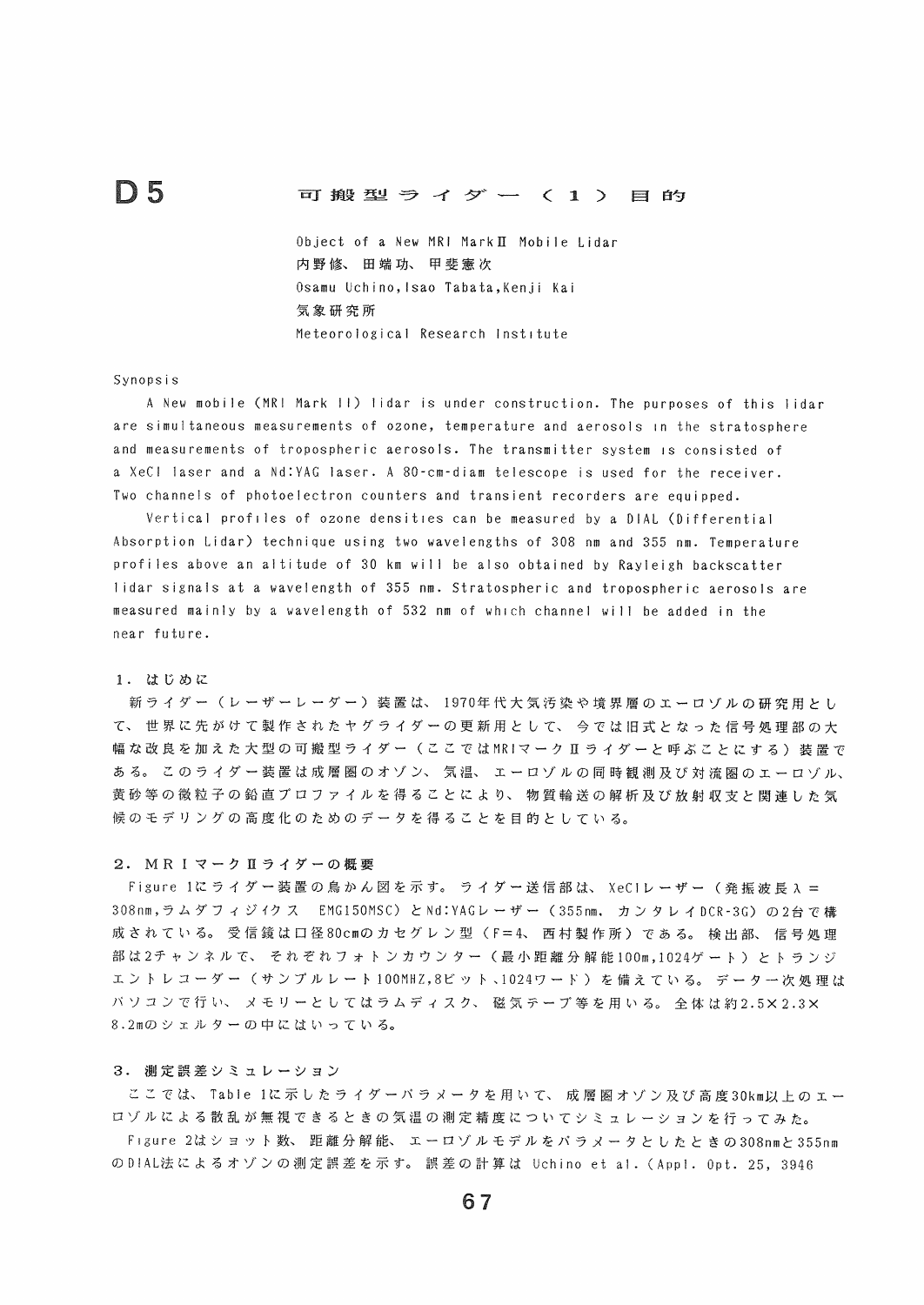# D5　可搬型ライダー（1）目的

Object of a New MRI MarkⅡ Mobile Lidar

内野修、田端功、甲斐憲次

Osamu Uchino, Isao Tabata, Kenji Kai

気象研究所

Meteorological Research Institute

Synopsis

A New mobile (MRI Mark II) lidar is under construction. The purposes of this lidar are simultaneous measurements of ozone, temperature and aerosols in the stratosphere and measurements of tropospheric aerosols. The transmitter system is consisted of a XeCl laser and a Nd:YAG laser. A 80-cm-diam telescope is used for the receiver. Two channels of photoelectron counters and transient recorders are equipped.

Vertical profiles of ozone densities can be measured by a DIAL (Differential Absorption Lidar) technique using two wavelengths of 308 nm and 355 nm. Temperature profiles above an altitude of 30 km will be also obtained by Rayleigh backscatter lidar signals at a wavelength of 355 nm. Stratospheric and tropospheric aerosols are measured mainly by a wavelength of 532 nm of which channel will be added in the near future.

## 1. はじめに

新ライダー（レーザーレーダー）装置は、1970年代大気汚染や境界層のエーロゾルの研究用として、世界に先がけて製作されたヤグライダーの更新用として、今では旧式となった信号処理部の大幅な改良を加えた大型の可搬型ライダー（ここではMRIマークⅡライダーと呼ぶことにする）装置である。このライダー装置は成層圏のオゾン、気温、エーロゾルの同時観測及び対流圏のエーロゾル、黄砂等の微粒子の鉛直プロファイルを得ることにより、物質輸送の解析及び放射収支と関連した気候のモデリングの高度化のためのデータを得ることを目的としている。

## 2. MRIマークⅡライダーの概要

Figure 1にライダー装置の鳥かん図を示す。ライダー送信部は、XeClレーザー（発振波長λ = 308nm, ラムダフィジイクス　EMG150MSC）とNd:YAGレーザー（355nm、カンタレイDCR-3G）の2台で構成されている。受信鏡は口径80cmのカセグレン型（F=4、西村製作所）である。検出部、信号処理部は2チャンネルで、それぞれフォトンカウンター（最小距離分解能100m,1024ゲート）とトランジエントレコーダー（サンプルレート100MHZ,8ビット,1024ワード）を備えている。データ一次処理はパソコンで行い、メモリーとしてはラムディスク、磁気テープ等を用いる。全体は約2.5×2.3×8.2mのシェルターの中にはいっている。

## 3. 測定誤差シミュレーション

ここでは、Table 1に示したライダーパラメータを用いて、成層圏オゾン及び高度30km以上のエーロゾルによる散乱が無視できるときの気温の測定精度についてシミュレーションを行ってみた。

Figure 2はショット数、距離分解能、エーロゾルモデルをパラメータとしたときの308nmと355nmのDIAL法によるオゾンの測定誤差を示す。誤差の計算は Uchino et al.（Appl. Opt. 25, 3946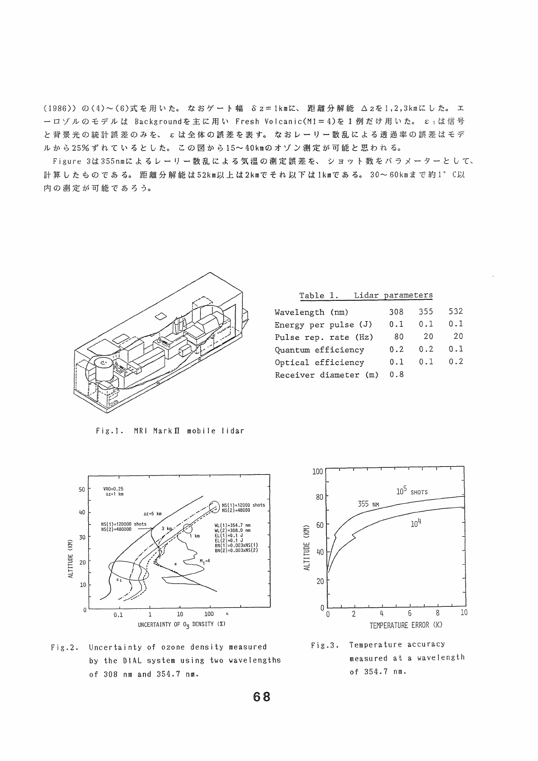(1986)) の(4)～(6)式を用いた。なおゲート幅 $\delta z$＝1kmに、距離分解能 $\Delta z$を1,2,3kmにした。エーロゾルのモデルは Backgroundを主に用い Fresh Volcanic(M1＝4)を１例だけ用いた。$\varepsilon_1$は信号と背景光の統計誤差のみを、$\varepsilon$は全体の誤差を表す。なおレーリー散乱による透過率の誤差はモデルから25%ずれているとした。この図から15～40kmのオゾン測定が可能と思われる。

Figure 3は355nmによるレーリー散乱による気温の測定誤差を、ショット数をパラメーターとして、計算したものである。距離分解能は52km以上は2kmでそれ以下は1kmである。30～60kmまで約1°C以内の測定が可能であろう。

Fig.1. MRI Mark II mobile lidar

Table 1. Lidar parameters

| | | | |
|---|---|---|---|
| Wavelength (nm) | 308 | 355 | 532 |
| Energy per pulse (J) | 0.1 | 0.1 | 0.1 |
| Pulse rep. rate (Hz) | 80 | 20 | 20 |
| Quantum efficiency | 0.2 | 0.2 | 0.1 |
| Optical efficiency | 0.1 | 0.1 | 0.2 |
| Receiver diameter (m) | 0.8 | | |

VRO=0.25
δz=1 km
Δz=5 km
3 km
1 km
NS(1)=120000 shots
NS(2)=480000
NS(1)=12000 shots
NS(2)=48000
WL(1)=354.7 nm
WL(2)=308.0 nm
EL(1)=0.1 J
EL(2)=0.1 J
BN(1)=0.003xNS(1)
BN(2)=0.003xNS(2)
ε₁
ε
M₁=4
ALTITUDE (KM)
UNCERTAINTY OF O₃ DENSITY (%)

Fig.2. Uncertainty of ozone density measured by the DIAL system using two wavelengths of 308 nm and 354.7 nm.

355 NM
10⁵ SHOTS
10⁴
ALTITUDE (KM)
TEMPERATURE ERROR (K)

Fig.3. Temperature accuracy measured at a wavelength of 354.7 nm.